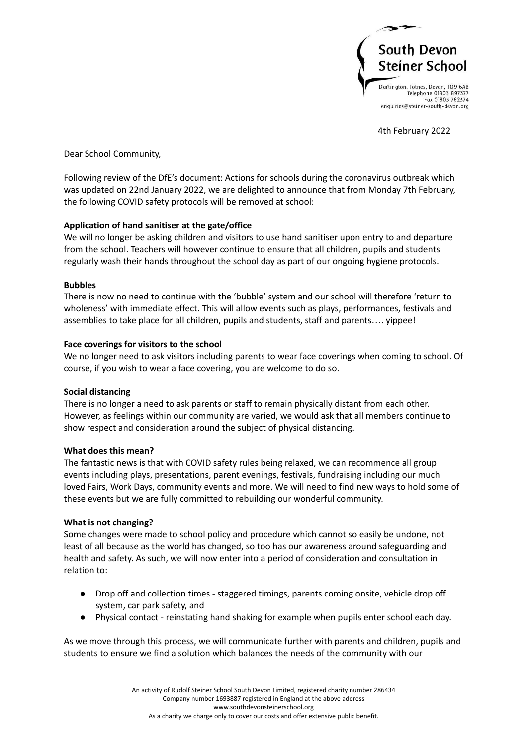South Devon Steiner School

Dartington, Totnes, Devon, TQ9 6AB
Telephone 01803 897377
Fax 01803 762374
enquiries@steiner-south-devon.org

4th February 2022

Dear School Community,

Following review of the DfE's document: Actions for schools during the coronavirus outbreak which was updated on 22nd January 2022, we are delighted to announce that from Monday 7th February, the following COVID safety protocols will be removed at school:

**Application of hand sanitiser at the gate/office**

We will no longer be asking children and visitors to use hand sanitiser upon entry to and departure from the school. Teachers will however continue to ensure that all children, pupils and students regularly wash their hands throughout the school day as part of our ongoing hygiene protocols.

**Bubbles**

There is now no need to continue with the 'bubble' system and our school will therefore 'return to wholeness' with immediate effect. This will allow events such as plays, performances, festivals and assemblies to take place for all children, pupils and students, staff and parents…. yippee!

**Face coverings for visitors to the school**

We no longer need to ask visitors including parents to wear face coverings when coming to school. Of course, if you wish to wear a face covering, you are welcome to do so.

**Social distancing**

There is no longer a need to ask parents or staff to remain physically distant from each other. However, as feelings within our community are varied, we would ask that all members continue to show respect and consideration around the subject of physical distancing.

**What does this mean?**

The fantastic news is that with COVID safety rules being relaxed, we can recommence all group events including plays, presentations, parent evenings, festivals, fundraising including our much loved Fairs, Work Days, community events and more. We will need to find new ways to hold some of these events but we are fully committed to rebuilding our wonderful community.

**What is not changing?**

Some changes were made to school policy and procedure which cannot so easily be undone, not least of all because as the world has changed, so too has our awareness around safeguarding and health and safety. As such, we will now enter into a period of consideration and consultation in relation to:

- Drop off and collection times - staggered timings, parents coming onsite, vehicle drop off system, car park safety, and
- Physical contact - reinstating hand shaking for example when pupils enter school each day.

As we move through this process, we will communicate further with parents and children, pupils and students to ensure we find a solution which balances the needs of the community with our

An activity of Rudolf Steiner School South Devon Limited, registered charity number 286434
Company number 1693887 registered in England at the above address
www.southdevonsteinerschool.org
As a charity we charge only to cover our costs and offer extensive public benefit.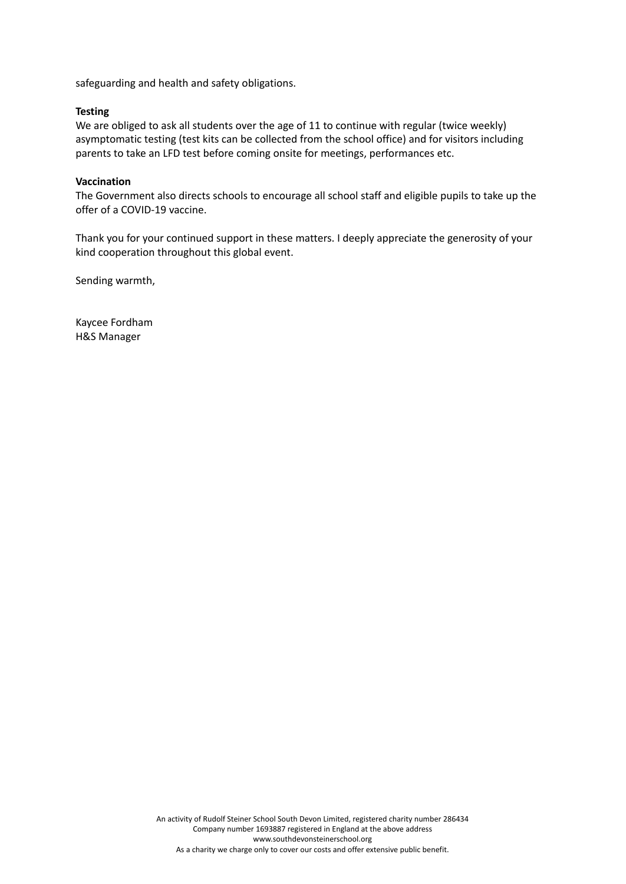safeguarding and health and safety obligations.

**Testing**

We are obliged to ask all students over the age of 11 to continue with regular (twice weekly) asymptomatic testing (test kits can be collected from the school office) and for visitors including parents to take an LFD test before coming onsite for meetings, performances etc.

**Vaccination**

The Government also directs schools to encourage all school staff and eligible pupils to take up the offer of a COVID-19 vaccine.

Thank you for your continued support in these matters. I deeply appreciate the generosity of your kind cooperation throughout this global event.

Sending warmth,

Kaycee Fordham
H&S Manager

An activity of Rudolf Steiner School South Devon Limited, registered charity number 286434
Company number 1693887 registered in England at the above address
www.southdevonsteinerschool.org
As a charity we charge only to cover our costs and offer extensive public benefit.